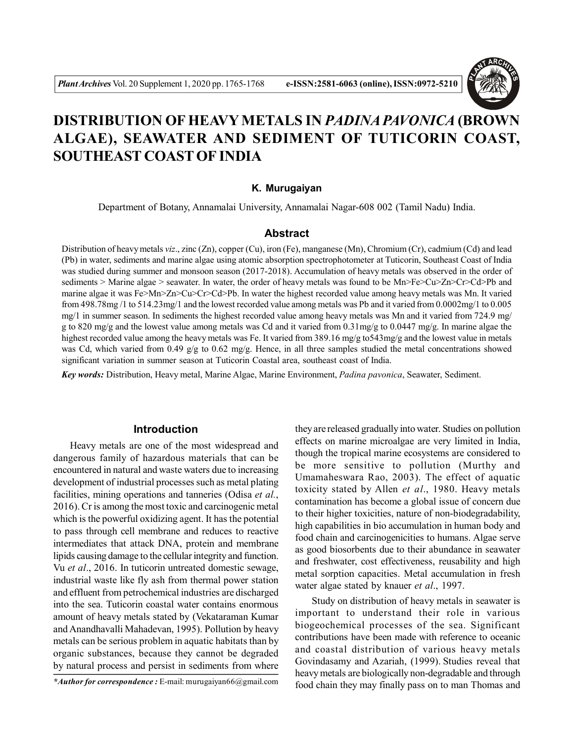# DISTRIBUTION OF HEAVY METALS IN *PADINA PAVONICA* (BROWN ALGAE), SEAWATER AND SEDIMENT OF TUTICORIN COAST, SOUTHEAST COAST OF INDIA

**K. Murugaiyan**

Department of Botany, Annamalai University, Annamalai Nagar-608 002 (Tamil Nadu) India.

## Abstract

Distribution of heavy metals *viz*., zinc (Zn), copper (Cu), iron (Fe), manganese (Mn), Chromium (Cr), cadmium (Cd) and lead (Pb) in water, sediments and marine algae using atomic absorption spectrophotometer at Tuticorin, Southeast Coast of India was studied during summer and monsoon season (2017-2018). Accumulation of heavy metals was observed in the order of sediments > Marine algae > seawater. In water, the order of heavy metals was found to be Mn>Fe>Cu>Zn>Cr>Cd>Pb and marine algae it was Fe>Mn>Zn>Cu>Cr>Cd>Pb. In water the highest recorded value among heavy metals was Mn. It varied from 498.78mg /1 to 514.23mg/1 and the lowest recorded value among metals was Pb and it varied from 0.0002mg/1 to 0.005 mg/1 in summer season. In sediments the highest recorded value among heavy metals was Mn and it varied from 724.9 mg/g to 820 mg/g and the lowest value among metals was Cd and it varied from 0.31mg/g to 0.0447 mg/g. In marine algae the highest recorded value among the heavy metals was Fe. It varied from 389.16 mg/g to543mg/g and the lowest value in metals was Cd, which varied from 0.49 g/g to 0.62 mg/g. Hence, in all three samples studied the metal concentrations showed significant variation in summer season at Tuticorin Coastal area, southeast coast of India.

***Key words:*** Distribution, Heavy metal, Marine Algae, Marine Environment, *Padina pavonica*, Seawater, Sediment.

## Introduction

Heavy metals are one of the most widespread and dangerous family of hazardous materials that can be encountered in natural and waste waters due to increasing development of industrial processes such as metal plating facilities, mining operations and tanneries (Odisa *et al.*, 2016). Cr is among the most toxic and carcinogenic metal which is the powerful oxidizing agent. It has the potential to pass through cell membrane and reduces to reactive intermediates that attack DNA, protein and membrane lipids causing damage to the cellular integrity and function. Vu *et al*., 2016. In tuticorin untreated domestic sewage, industrial waste like fly ash from thermal power station and effluent from petrochemical industries are discharged into the sea. Tuticorin coastal water contains enormous amount of heavy metals stated by (Vekataraman Kumar and Anandhavalli Mahadevan, 1995). Pollution by heavy metals can be serious problem in aquatic habitats than by organic substances, because they cannot be degraded by natural process and persist in sediments from where they are released gradually into water. Studies on pollution effects on marine microalgae are very limited in India, though the tropical marine ecosystems are considered to be more sensitive to pollution (Murthy and Umamaheswara Rao, 2003). The effect of aquatic toxicity stated by Allen *et al*., 1980. Heavy metals contamination has become a global issue of concern due to their higher toxicities, nature of non-biodegradability, high capabilities in bio accumulation in human body and food chain and carcinogenicities to humans. Algae serve as good biosorbents due to their abundance in seawater and freshwater, cost effectiveness, reusability and high metal sorption capacities. Metal accumulation in fresh water algae stated by knauer *et al*., 1997.

Study on distribution of heavy metals in seawater is important to understand their role in various biogeochemical processes of the sea. Significant contributions have been made with reference to oceanic and coastal distribution of various heavy metals Govindasamy and Azariah, (1999). Studies reveal that heavy metals are biologically non-degradable and through food chain they may finally pass on to man Thomas and

***Author for correspondence :** E-mail: murugaiyan66@gmail.com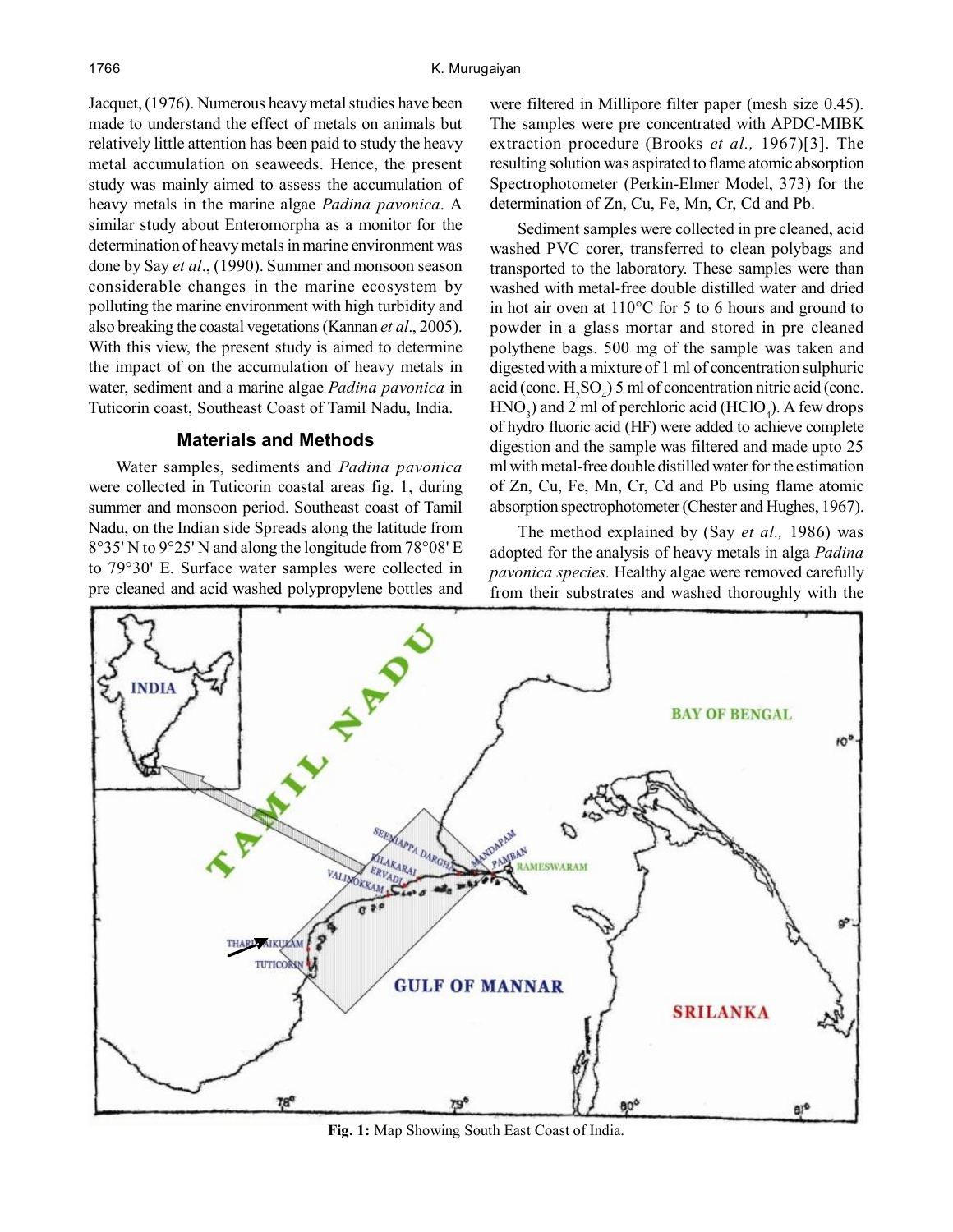Jacquet, (1976). Numerous heavy metal studies have been made to understand the effect of metals on animals but relatively little attention has been paid to study the heavy metal accumulation on seaweeds. Hence, the present study was mainly aimed to assess the accumulation of heavy metals in the marine algae *Padina pavonica*. A similar study about Enteromorpha as a monitor for the determination of heavy metals in marine environment was done by Say *et al*., (1990). Summer and monsoon season considerable changes in the marine ecosystem by polluting the marine environment with high turbidity and also breaking the coastal vegetations (Kannan *et al*., 2005). With this view, the present study is aimed to determine the impact of on the accumulation of heavy metals in water, sediment and a marine algae *Padina pavonica* in Tuticorin coast, Southeast Coast of Tamil Nadu, India.

## Materials and Methods

Water samples, sediments and *Padina pavonica* were collected in Tuticorin coastal areas fig. 1, during summer and monsoon period. Southeast coast of Tamil Nadu, on the Indian side Spreads along the latitude from 8°35' N to 9°25' N and along the longitude from 78°08' E to 79°30' E. Surface water samples were collected in pre cleaned and acid washed polypropylene bottles and were filtered in Millipore filter paper (mesh size 0.45). The samples were pre concentrated with APDC-MIBK extraction procedure (Brooks *et al.,* 1967)[3]. The resulting solution was aspirated to flame atomic absorption Spectrophotometer (Perkin-Elmer Model, 373) for the determination of Zn, Cu, Fe, Mn, Cr, Cd and Pb.

Sediment samples were collected in pre cleaned, acid washed PVC corer, transferred to clean polybags and transported to the laboratory. These samples were than washed with metal-free double distilled water and dried in hot air oven at 110°C for 5 to 6 hours and ground to powder in a glass mortar and stored in pre cleaned polythene bags. 500 mg of the sample was taken and digested with a mixture of 1 ml of concentration sulphuric acid (conc. $H_2SO_4$) 5 ml of concentration nitric acid (conc. $HNO_3$) and 2 ml of perchloric acid ($HClO_4$). A few drops of hydro fluoric acid (HF) were added to achieve complete digestion and the sample was filtered and made upto 25 ml with metal-free double distilled water for the estimation of Zn, Cu, Fe, Mn, Cr, Cd and Pb using flame atomic absorption spectrophotometer (Chester and Hughes, 1967).

The method explained by (Say *et al.,* 1986) was adopted for the analysis of heavy metals in alga *Padina pavonica species.* Healthy algae were removed carefully from their substrates and washed thoroughly with the

**Fig. 1:** Map Showing South East Coast of India.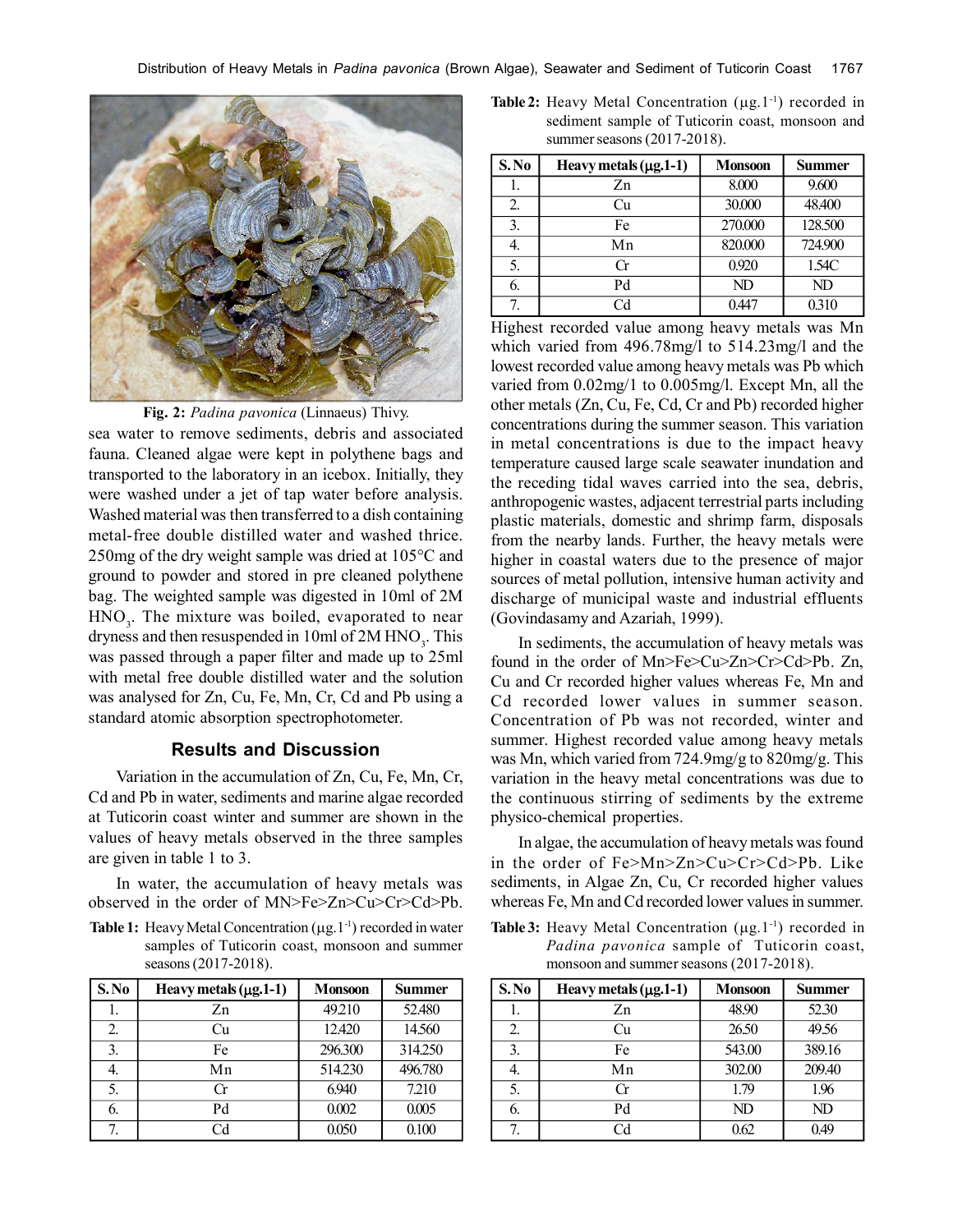Fig. 2: *Padina pavonica* (Linnaeus) Thivy.

sea water to remove sediments, debris and associated fauna. Cleaned algae were kept in polythene bags and transported to the laboratory in an icebox. Initially, they were washed under a jet of tap water before analysis. Washed material was then transferred to a dish containing metal-free double distilled water and washed thrice. 250mg of the dry weight sample was dried at 105°C and ground to powder and stored in pre cleaned polythene bag. The weighted sample was digested in 10ml of 2M $HNO_3$. The mixture was boiled, evaporated to near dryness and then resuspended in 10ml of 2M $HNO_3$. This was passed through a paper filter and made up to 25ml with metal free double distilled water and the solution was analysed for Zn, Cu, Fe, Mn, Cr, Cd and Pb using a standard atomic absorption spectrophotometer.

## Results and Discussion

Variation in the accumulation of Zn, Cu, Fe, Mn, Cr, Cd and Pb in water, sediments and marine algae recorded at Tuticorin coast winter and summer are shown in the values of heavy metals observed in the three samples are given in table 1 to 3.

In water, the accumulation of heavy metals was observed in the order of MN>Fe>Zn>Cu>Cr>Cd>Pb.

**Table 1:** Heavy Metal Concentration ($\mu g.1^{-1}$) recorded in water samples of Tuticorin coast, monsoon and summer seasons (2017-2018).

| S. No | Heavy metals (μg.1-1) | Monsoon | Summer |
|---|---|---|---|
| 1. | Zn | 49.210 | 52.480 |
| 2. | Cu | 12.420 | 14.560 |
| 3. | Fe | 296.300 | 314.250 |
| 4. | Mn | 514.230 | 496.780 |
| 5. | Cr | 6.940 | 7.210 |
| 6. | Pd | 0.002 | 0.005 |
| 7. | Cd | 0.050 | 0.100 |

**Table 2:** Heavy Metal Concentration ($\mu g.1^{-1}$) recorded in sediment sample of Tuticorin coast, monsoon and summer seasons (2017-2018).

| S. No | Heavy metals (μg.1-1) | Monsoon | Summer |
|---|---|---|---|
| 1. | Zn | 8.000 | 9.600 |
| 2. | Cu | 30.000 | 48.400 |
| 3. | Fe | 270.000 | 128.500 |
| 4. | Mn | 820.000 | 724.900 |
| 5. | Cr | 0.920 | 1.54C |
| 6. | Pd | ND | ND |
| 7. | Cd | 0.447 | 0.310 |

Highest recorded value among heavy metals was Mn which varied from 496.78mg/l to 514.23mg/l and the lowest recorded value among heavy metals was Pb which varied from 0.02mg/1 to 0.005mg/l. Except Mn, all the other metals (Zn, Cu, Fe, Cd, Cr and Pb) recorded higher concentrations during the summer season. This variation in metal concentrations is due to the impact heavy temperature caused large scale seawater inundation and the receding tidal waves carried into the sea, debris, anthropogenic wastes, adjacent terrestrial parts including plastic materials, domestic and shrimp farm, disposals from the nearby lands. Further, the heavy metals were higher in coastal waters due to the presence of major sources of metal pollution, intensive human activity and discharge of municipal waste and industrial effluents (Govindasamy and Azariah, 1999).

In sediments, the accumulation of heavy metals was found in the order of Mn>Fe>Cu>Zn>Cr>Cd>Pb. Zn, Cu and Cr recorded higher values whereas Fe, Mn and Cd recorded lower values in summer season. Concentration of Pb was not recorded, winter and summer. Highest recorded value among heavy metals was Mn, which varied from 724.9mg/g to 820mg/g. This variation in the heavy metal concentrations was due to the continuous stirring of sediments by the extreme physico-chemical properties.

In algae, the accumulation of heavy metals was found in the order of Fe>Mn>Zn>Cu>Cr>Cd>Pb. Like sediments, in Algae Zn, Cu, Cr recorded higher values whereas Fe, Mn and Cd recorded lower values in summer.

**Table 3:** Heavy Metal Concentration ($\mu g.1^{-1}$) recorded in *Padina pavonica* sample of Tuticorin coast, monsoon and summer seasons (2017-2018).

| S. No | Heavy metals (μg.1-1) | Monsoon | Summer |
|---|---|---|---|
| 1. | Zn | 48.90 | 52.30 |
| 2. | Cu | 26.50 | 49.56 |
| 3. | Fe | 543.00 | 389.16 |
| 4. | Mn | 302.00 | 209.40 |
| 5. | Cr | 1.79 | 1.96 |
| 6. | Pd | ND | ND |
| 7. | Cd | 0.62 | 0.49 |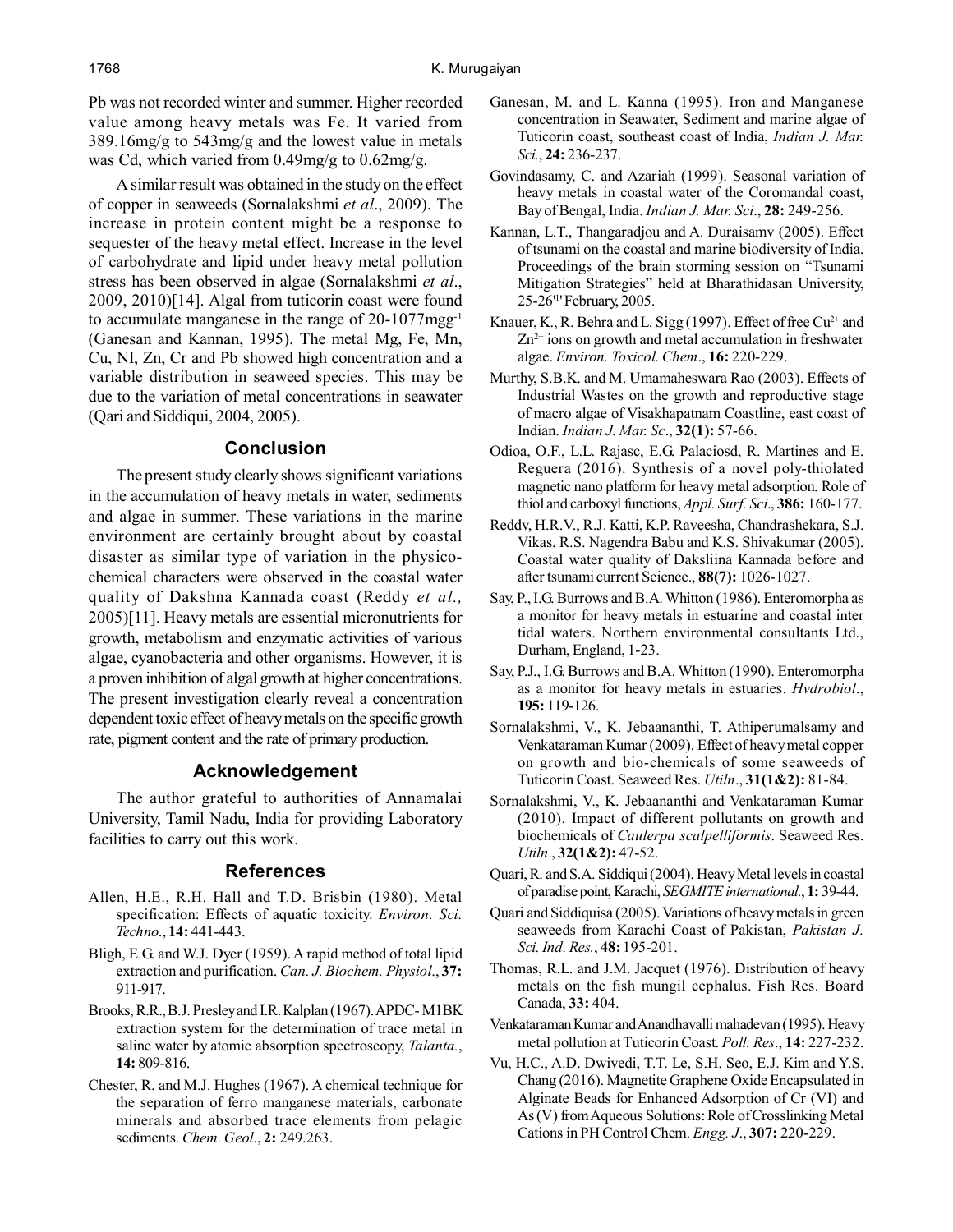Pb was not recorded winter and summer. Higher recorded value among heavy metals was Fe. It varied from 389.16mg/g to 543mg/g and the lowest value in metals was Cd, which varied from 0.49mg/g to 0.62mg/g.

A similar result was obtained in the study on the effect of copper in seaweeds (Sornalakshmi *et al*., 2009). The increase in protein content might be a response to sequester of the heavy metal effect. Increase in the level of carbohydrate and lipid under heavy metal pollution stress has been observed in algae (Sornalakshmi *et al*., 2009, 2010)[14]. Algal from tuticorin coast were found to accumulate manganese in the range of 20-1077mgg$^{-1}$ (Ganesan and Kannan, 1995). The metal Mg, Fe, Mn, Cu, NI, Zn, Cr and Pb showed high concentration and a variable distribution in seaweed species. This may be due to the variation of metal concentrations in seawater (Qari and Siddiqui, 2004, 2005).

## Conclusion

The present study clearly shows significant variations in the accumulation of heavy metals in water, sediments and algae in summer. These variations in the marine environment are certainly brought about by coastal disaster as similar type of variation in the physico-chemical characters were observed in the coastal water quality of Dakshna Kannada coast (Reddy *et al.,* 2005)[11]. Heavy metals are essential micronutrients for growth, metabolism and enzymatic activities of various algae, cyanobacteria and other organisms. However, it is a proven inhibition of algal growth at higher concentrations. The present investigation clearly reveal a concentration dependent toxic effect of heavy metals on the specific growth rate, pigment content and the rate of primary production.

## Acknowledgement

The author grateful to authorities of Annamalai University, Tamil Nadu, India for providing Laboratory facilities to carry out this work.

## References

Allen, H.E., R.H. Hall and T.D. Brisbin (1980). Metal specification: Effects of aquatic toxicity. *Environ. Sci. Techno.*, **14:** 441-443.

Bligh, E.G. and W.J. Dyer (1959). A rapid method of total lipid extraction and purification. *Can. J. Biochem. Physiol*., **37:** 911-917.

Brooks, R.R., B.J. Presley and I.R. Kalplan (1967). APDC- M1BK extraction system for the determination of trace metal in saline water by atomic absorption spectroscopy, *Talanta.*, **14:** 809-816.

Chester, R. and M.J. Hughes (1967). A chemical technique for the separation of ferro manganese materials, carbonate minerals and absorbed trace elements from pelagic sediments. *Chem. Geol*., **2:** 249.263.

Ganesan, M. and L. Kanna (1995). Iron and Manganese concentration in Seawater, Sediment and marine algae of Tuticorin coast, southeast coast of India, *Indian J. Mar. Sci.*, **24:** 236-237.

Govindasamy, C. and Azariah (1999). Seasonal variation of heavy metals in coastal water of the Coromandal coast, Bay of Bengal, India. *Indian J. Mar. Sci*., **28:** 249-256.

Kannan, L.T., Thangaradjou and A. Duraisamv (2005). Effect of tsunami on the coastal and marine biodiversity of India. Proceedings of the brain storming session on "Tsunami Mitigation Strategies" held at Bharathidasan University, 25-26$^{th}$ February, 2005.

Knauer, K., R. Behra and L. Sigg (1997). Effect of free $Cu^{2+}$ and $Zn^{2+}$ ions on growth and metal accumulation in freshwater algae. *Environ. Toxicol. Chem*., **16:** 220-229.

Murthy, S.B.K. and M. Umamaheswara Rao (2003). Effects of Industrial Wastes on the growth and reproductive stage of macro algae of Visakhapatnam Coastline, east coast of Indian. *Indian J. Mar. Sc*., **32(1):** 57-66.

Odioa, O.F., L.L. Rajasc, E.G. Palaciosd, R. Martines and E. Reguera (2016). Synthesis of a novel poly-thiolated magnetic nano platform for heavy metal adsorption. Role of thiol and carboxyl functions, *Appl. Surf. Sci*., **386:** 160-177.

Reddv, H.R.V., R.J. Katti, K.P. Raveesha, Chandrashekara, S.J. Vikas, R.S. Nagendra Babu and K.S. Shivakumar (2005). Coastal water quality of Daksliina Kannada before and after tsunami current Science., **88(7):** 1026-1027.

Say, P., I.G. Burrows and B.A. Whitton (1986). Enteromorpha as a monitor for heavy metals in estuarine and coastal inter tidal waters. Northern environmental consultants Ltd., Durham, England, 1-23.

Say, P.J., I.G. Burrows and B.A. Whitton (1990). Enteromorpha as a monitor for heavy metals in estuaries. *Hvdrobiol*., **195:** 119-126.

Sornalakshmi, V., K. Jebaananthi, T. Athiperumalsamy and Venkataraman Kumar (2009). Effect of heavy metal copper on growth and bio-chemicals of some seaweeds of Tuticorin Coast. Seaweed Res. *Utiln*., **31(1&2):** 81-84.

Sornalakshmi, V., K. Jebaananthi and Venkataraman Kumar (2010). Impact of different pollutants on growth and biochemicals of *Caulerpa scalpelliformis*. Seaweed Res. *Utiln*., **32(1&2):** 47-52.

Quari, R. and S.A. Siddiqui (2004). Heavy Metal levels in coastal of paradise point, Karachi, *SEGMITE international*., **1:** 39-44.

Quari and Siddiquisa (2005). Variations of heavy metals in green seaweeds from Karachi Coast of Pakistan, *Pakistan J. Sci. Ind. Res.*, **48:** 195-201.

Thomas, R.L. and J.M. Jacquet (1976). Distribution of heavy metals on the fish mungil cephalus. Fish Res. Board Canada, **33:** 404.

Venkataraman Kumar and Anandhavalli mahadevan (1995). Heavy metal pollution at Tuticorin Coast. *Poll. Res*., **14:** 227-232.

Vu, H.C., A.D. Dwivedi, T.T. Le, S.H. Seo, E.J. Kim and Y.S. Chang (2016). Magnetite Graphene Oxide Encapsulated in Alginate Beads for Enhanced Adsorption of Cr (VI) and As (V) from Aqueous Solutions: Role of Crosslinking Metal Cations in PH Control Chem. *Engg. J*., **307:** 220-229.